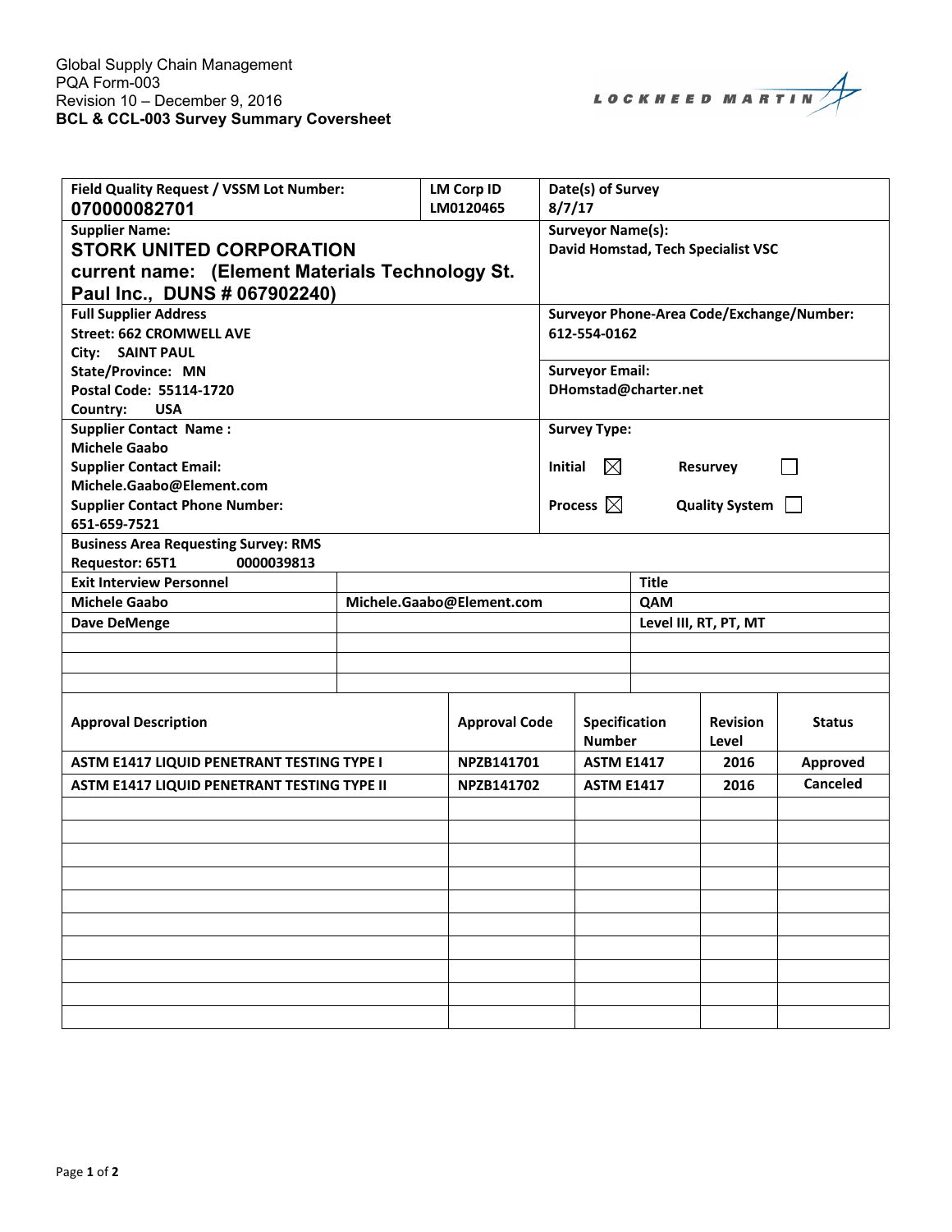Global Supply Chain Management
PQA Form-003
Revision 10 – December 9, 2016
**BCL & CCL-003 Survey Summary Coversheet**

LOCKHEED MARTIN

| Field Quality Request / VSSM Lot Number: 070000082701 | LM Corp ID LM0120465 | Date(s) of Survey 8/7/17 |
|---|---|---|
| **Supplier Name:** STORK UNITED CORPORATION current name: (Element Materials Technology St. Paul Inc., DUNS # 067902240) | | **Surveyor Name(s):** David Homstad, Tech Specialist VSC |
| **Full Supplier Address** Street: 662 CROMWELL AVE City: SAINT PAUL State/Province: MN Postal Code: 55114-1720 Country: USA | | **Surveyor Phone-Area Code/Exchange/Number:** 612-554-0162 **Surveyor Email:** DHomstad@charter.net |
| **Supplier Contact Name:** Michele Gaabo **Supplier Contact Email:** Michele.Gaabo@Element.com **Supplier Contact Phone Number:** 651-659-7521 | | **Survey Type:** Initial ☒ Resurvey ☐ Process ☒ Quality System ☐ |
| **Business Area Requesting Survey:** RMS **Requestor:** 65T1 0000039813 | | |

| Exit Interview Personnel | | Title |
|---|---|---|
| Michele Gaabo | Michele.Gaabo@Element.com | QAM |
| Dave DeMenge | | Level III, RT, PT, MT |
| | | |
| | | |
| | | |

| Approval Description | Approval Code | Specification Number | Revision Level | Status |
|---|---|---|---|---|
| ASTM E1417 LIQUID PENETRANT TESTING TYPE I | NPZB141701 | ASTM E1417 | 2016 | Approved |
| ASTM E1417 LIQUID PENETRANT TESTING TYPE II | NPZB141702 | ASTM E1417 | 2016 | Canceled |
| | | | | |
| | | | | |
| | | | | |
| | | | | |
| | | | | |
| | | | | |
| | | | | |
| | | | | |
| | | | | |
| | | | | |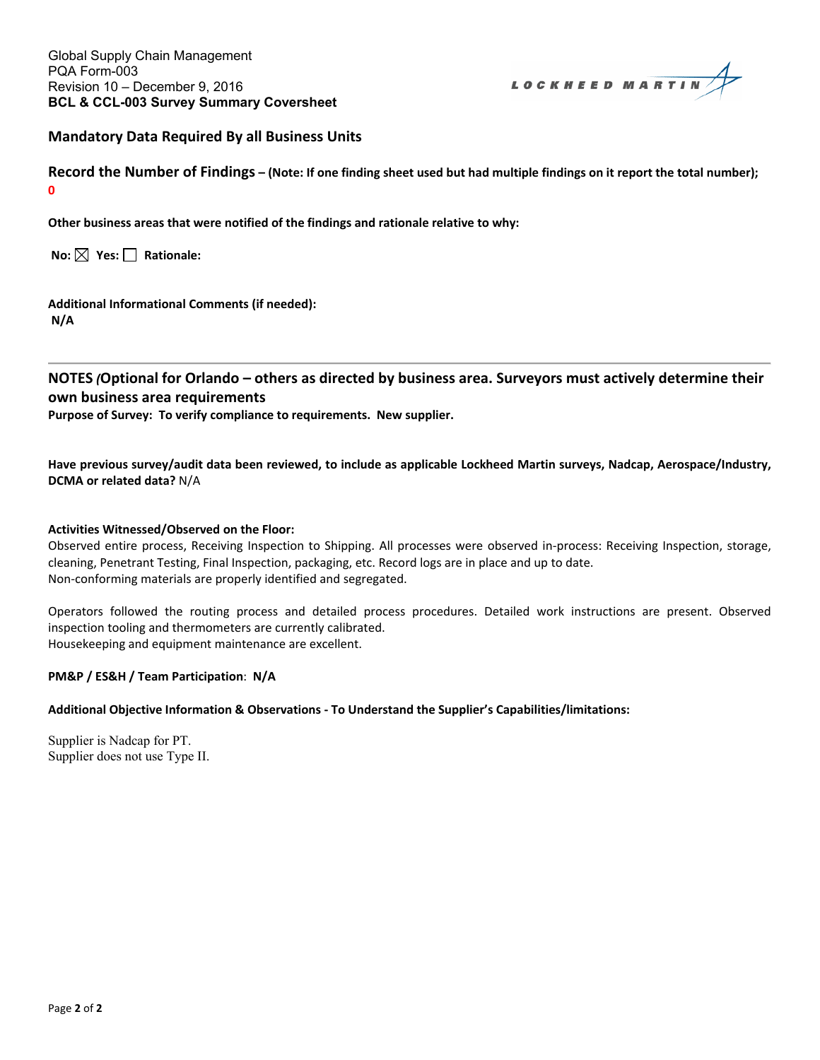Global Supply Chain Management
PQA Form-003
Revision 10 – December 9, 2016
**BCL & CCL-003 Survey Summary Coversheet**

LOCKHEED MARTIN

## Mandatory Data Required By all Business Units

**Record the Number of Findings – (Note: If one finding sheet used but had multiple findings on it report the total number);**
**0**

**Other business areas that were notified of the findings and rationale relative to why:**

**No:** ☒ **Yes:** ☐ **Rationale:**

**Additional Informational Comments (if needed):**
**N/A**

---

## NOTES *(*Optional for Orlando – others as directed by business area. Surveyors must actively determine their own business area requirements

**Purpose of Survey: To verify compliance to requirements. New supplier.**

**Have previous survey/audit data been reviewed, to include as applicable Lockheed Martin surveys, Nadcap, Aerospace/Industry, DCMA or related data?** N/A

**Activities Witnessed/Observed on the Floor:**
Observed entire process, Receiving Inspection to Shipping. All processes were observed in-process: Receiving Inspection, storage, cleaning, Penetrant Testing, Final Inspection, packaging, etc. Record logs are in place and up to date.
Non-conforming materials are properly identified and segregated.

Operators followed the routing process and detailed process procedures. Detailed work instructions are present. Observed inspection tooling and thermometers are currently calibrated.
Housekeeping and equipment maintenance are excellent.

**PM&P / ES&H / Team Participation**: **N/A**

**Additional Objective Information & Observations - To Understand the Supplier's Capabilities/limitations:**

Supplier is Nadcap for PT.
Supplier does not use Type II.